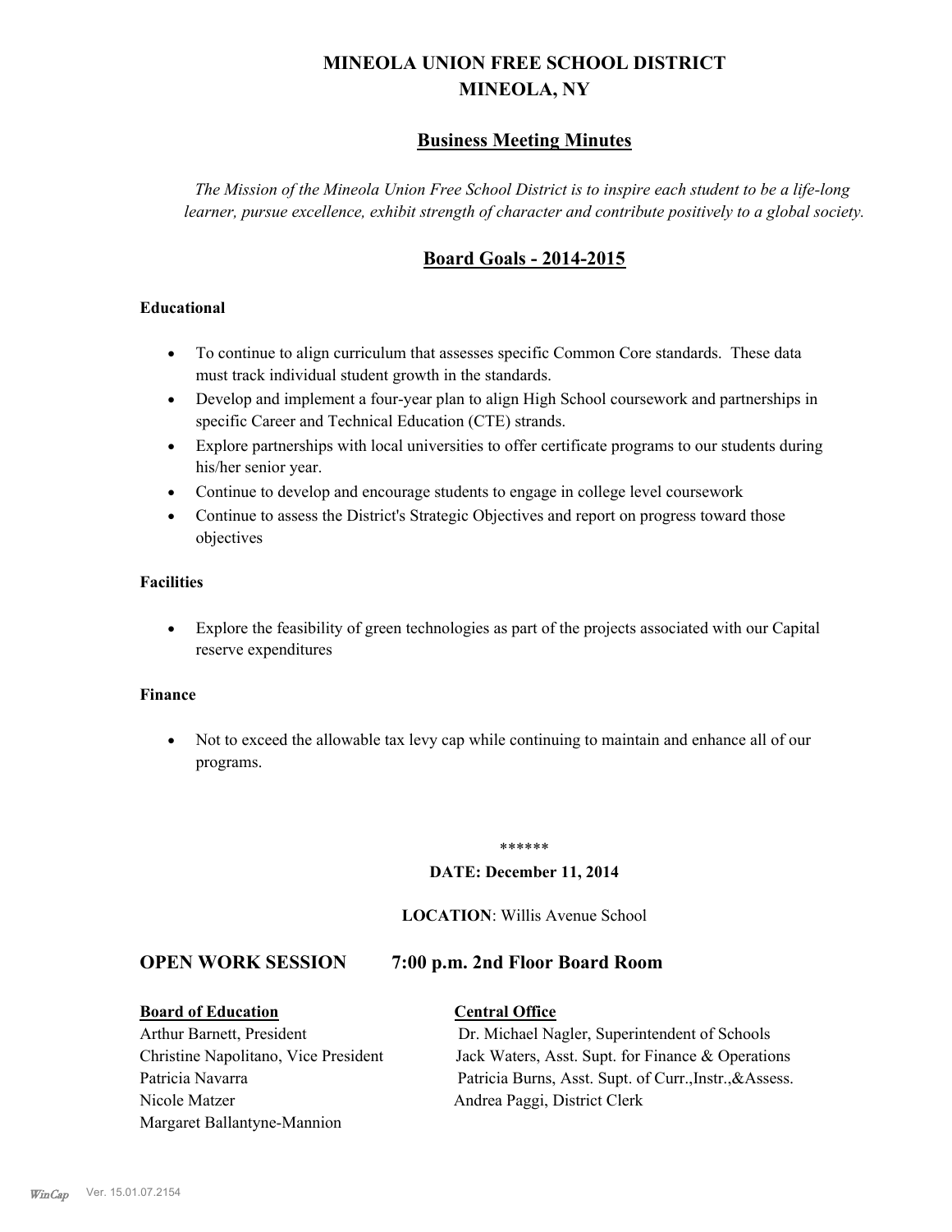# MINEOLA UNION FREE SCHOOL DISTRICT
# MINEOLA, NY

## Business Meeting Minutes

*The Mission of the Mineola Union Free School District is to inspire each student to be a life-long learner, pursue excellence, exhibit strength of character and contribute positively to a global society.*

## Board Goals - 2014-2015

### Educational

- To continue to align curriculum that assesses specific Common Core standards. These data must track individual student growth in the standards.
- Develop and implement a four-year plan to align High School coursework and partnerships in specific Career and Technical Education (CTE) strands.
- Explore partnerships with local universities to offer certificate programs to our students during his/her senior year.
- Continue to develop and encourage students to engage in college level coursework
- Continue to assess the District's Strategic Objectives and report on progress toward those objectives

### Facilities

- Explore the feasibility of green technologies as part of the projects associated with our Capital reserve expenditures

### Finance

- Not to exceed the allowable tax levy cap while continuing to maintain and enhance all of our programs.

******

**DATE: December 11, 2014**

**LOCATION**: Willis Avenue School

## OPEN WORK SESSION 7:00 p.m. 2nd Floor Board Room

| **Board of Education** | **Central Office** |
| --- | --- |
| Arthur Barnett, President | Dr. Michael Nagler, Superintendent of Schools |
| Christine Napolitano, Vice President | Jack Waters, Asst. Supt. for Finance & Operations |
| Patricia Navarra | Patricia Burns, Asst. Supt. of Curr.,Instr.,&Assess. |
| Nicole Matzer | Andrea Paggi, District Clerk |
| Margaret Ballantyne-Mannion | |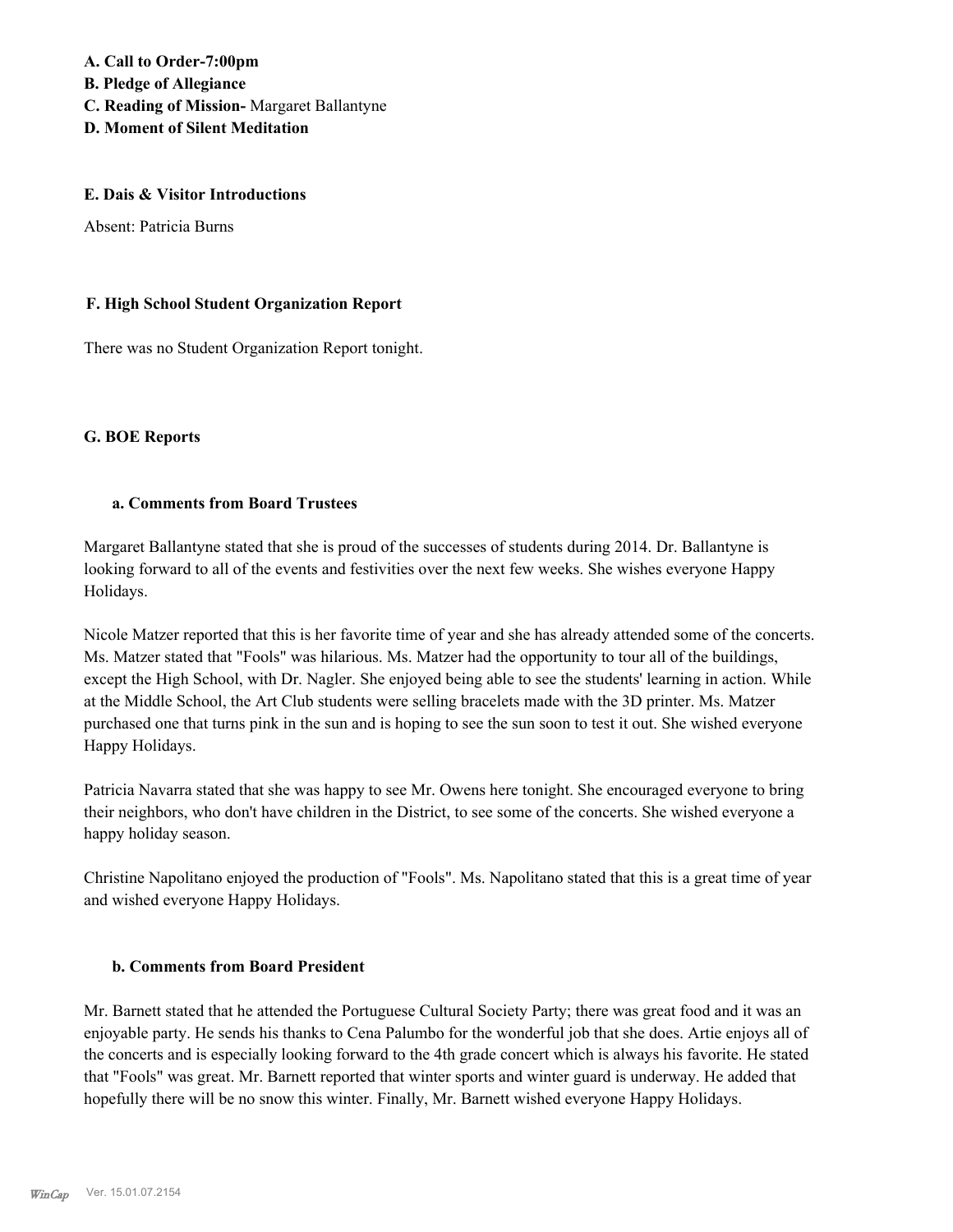**A. Call to Order-7:00pm**
**B. Pledge of Allegiance**
**C. Reading of Mission-** Margaret Ballantyne
**D. Moment of Silent Meditation**

**E. Dais & Visitor Introductions**

Absent: Patricia Burns

**F. High School Student Organization Report**

There was no Student Organization Report tonight.

**G. BOE Reports**

**a. Comments from Board Trustees**

Margaret Ballantyne stated that she is proud of the successes of students during 2014. Dr. Ballantyne is looking forward to all of the events and festivities over the next few weeks. She wishes everyone Happy Holidays.

Nicole Matzer reported that this is her favorite time of year and she has already attended some of the concerts. Ms. Matzer stated that "Fools" was hilarious. Ms. Matzer had the opportunity to tour all of the buildings, except the High School, with Dr. Nagler. She enjoyed being able to see the students' learning in action. While at the Middle School, the Art Club students were selling bracelets made with the 3D printer. Ms. Matzer purchased one that turns pink in the sun and is hoping to see the sun soon to test it out. She wished everyone Happy Holidays.

Patricia Navarra stated that she was happy to see Mr. Owens here tonight. She encouraged everyone to bring their neighbors, who don't have children in the District, to see some of the concerts. She wished everyone a happy holiday season.

Christine Napolitano enjoyed the production of "Fools". Ms. Napolitano stated that this is a great time of year and wished everyone Happy Holidays.

**b. Comments from Board President**

Mr. Barnett stated that he attended the Portuguese Cultural Society Party; there was great food and it was an enjoyable party. He sends his thanks to Cena Palumbo for the wonderful job that she does. Artie enjoys all of the concerts and is especially looking forward to the 4th grade concert which is always his favorite. He stated that "Fools" was great. Mr. Barnett reported that winter sports and winter guard is underway. He added that hopefully there will be no snow this winter. Finally, Mr. Barnett wished everyone Happy Holidays.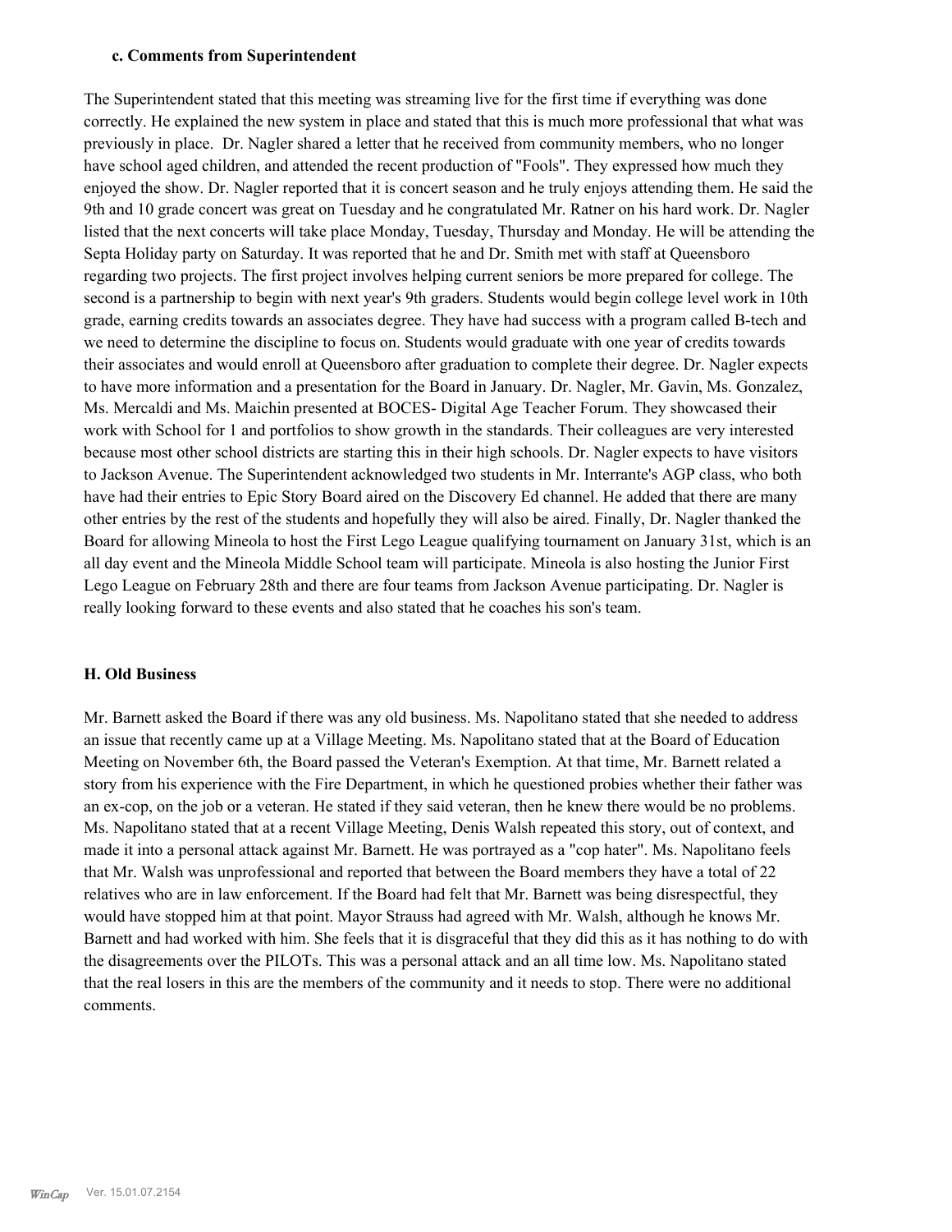#### c. Comments from Superintendent

The Superintendent stated that this meeting was streaming live for the first time if everything was done correctly. He explained the new system in place and stated that this is much more professional that what was previously in place. Dr. Nagler shared a letter that he received from community members, who no longer have school aged children, and attended the recent production of "Fools". They expressed how much they enjoyed the show. Dr. Nagler reported that it is concert season and he truly enjoys attending them. He said the 9th and 10 grade concert was great on Tuesday and he congratulated Mr. Ratner on his hard work. Dr. Nagler listed that the next concerts will take place Monday, Tuesday, Thursday and Monday. He will be attending the Septa Holiday party on Saturday. It was reported that he and Dr. Smith met with staff at Queensboro regarding two projects. The first project involves helping current seniors be more prepared for college. The second is a partnership to begin with next year's 9th graders. Students would begin college level work in 10th grade, earning credits towards an associates degree. They have had success with a program called B-tech and we need to determine the discipline to focus on. Students would graduate with one year of credits towards their associates and would enroll at Queensboro after graduation to complete their degree. Dr. Nagler expects to have more information and a presentation for the Board in January. Dr. Nagler, Mr. Gavin, Ms. Gonzalez, Ms. Mercaldi and Ms. Maichin presented at BOCES- Digital Age Teacher Forum. They showcased their work with School for 1 and portfolios to show growth in the standards. Their colleagues are very interested because most other school districts are starting this in their high schools. Dr. Nagler expects to have visitors to Jackson Avenue. The Superintendent acknowledged two students in Mr. Interrante's AGP class, who both have had their entries to Epic Story Board aired on the Discovery Ed channel. He added that there are many other entries by the rest of the students and hopefully they will also be aired. Finally, Dr. Nagler thanked the Board for allowing Mineola to host the First Lego League qualifying tournament on January 31st, which is an all day event and the Mineola Middle School team will participate. Mineola is also hosting the Junior First Lego League on February 28th and there are four teams from Jackson Avenue participating. Dr. Nagler is really looking forward to these events and also stated that he coaches his son's team.

### H. Old Business

Mr. Barnett asked the Board if there was any old business. Ms. Napolitano stated that she needed to address an issue that recently came up at a Village Meeting. Ms. Napolitano stated that at the Board of Education Meeting on November 6th, the Board passed the Veteran's Exemption. At that time, Mr. Barnett related a story from his experience with the Fire Department, in which he questioned probies whether their father was an ex-cop, on the job or a veteran. He stated if they said veteran, then he knew there would be no problems. Ms. Napolitano stated that at a recent Village Meeting, Denis Walsh repeated this story, out of context, and made it into a personal attack against Mr. Barnett. He was portrayed as a "cop hater". Ms. Napolitano feels that Mr. Walsh was unprofessional and reported that between the Board members they have a total of 22 relatives who are in law enforcement. If the Board had felt that Mr. Barnett was being disrespectful, they would have stopped him at that point. Mayor Strauss had agreed with Mr. Walsh, although he knows Mr. Barnett and had worked with him. She feels that it is disgraceful that they did this as it has nothing to do with the disagreements over the PILOTs. This was a personal attack and an all time low. Ms. Napolitano stated that the real losers in this are the members of the community and it needs to stop. There were no additional comments.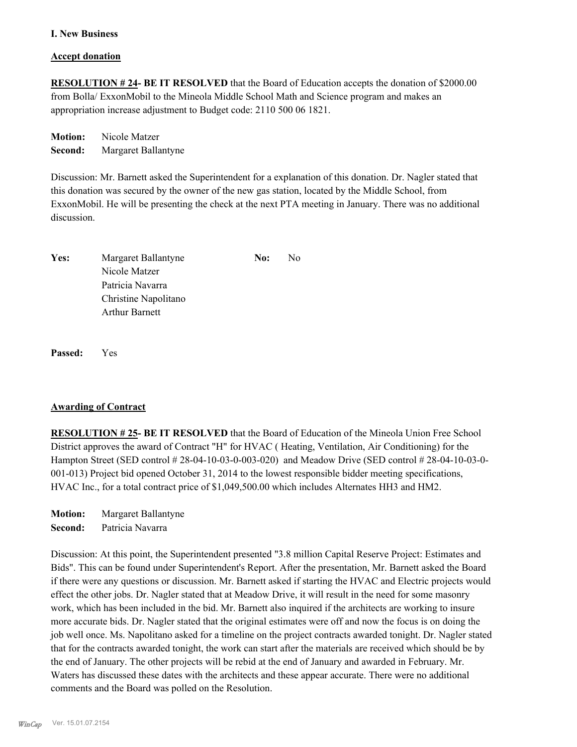**I. New Business**

**Accept donation**

**RESOLUTION # 24- BE IT RESOLVED** that the Board of Education accepts the donation of $2000.00 from Bolla/ ExxonMobil to the Mineola Middle School Math and Science program and makes an appropriation increase adjustment to Budget code: 2110 500 06 1821.

**Motion:** Nicole Matzer
**Second:** Margaret Ballantyne

Discussion: Mr. Barnett asked the Superintendent for a explanation of this donation. Dr. Nagler stated that this donation was secured by the owner of the new gas station, located by the Middle School, from ExxonMobil. He will be presenting the check at the next PTA meeting in January. There was no additional discussion.

| | | | |
|---|---|---|---|
| **Yes:** | Margaret Ballantyne | **No:** | No |
| | Nicole Matzer | | |
| | Patricia Navarra | | |
| | Christine Napolitano | | |
| | Arthur Barnett | | |

**Passed:** Yes

**Awarding of Contract**

**RESOLUTION # 25- BE IT RESOLVED** that the Board of Education of the Mineola Union Free School District approves the award of Contract "H" for HVAC ( Heating, Ventilation, Air Conditioning) for the Hampton Street (SED control # 28-04-10-03-0-003-020) and Meadow Drive (SED control # 28-04-10-03-0-001-013) Project bid opened October 31, 2014 to the lowest responsible bidder meeting specifications, HVAC Inc., for a total contract price of $1,049,500.00 which includes Alternates HH3 and HM2.

**Motion:** Margaret Ballantyne
**Second:** Patricia Navarra

Discussion: At this point, the Superintendent presented "3.8 million Capital Reserve Project: Estimates and Bids". This can be found under Superintendent's Report. After the presentation, Mr. Barnett asked the Board if there were any questions or discussion. Mr. Barnett asked if starting the HVAC and Electric projects would effect the other jobs. Dr. Nagler stated that at Meadow Drive, it will result in the need for some masonry work, which has been included in the bid. Mr. Barnett also inquired if the architects are working to insure more accurate bids. Dr. Nagler stated that the original estimates were off and now the focus is on doing the job well once. Ms. Napolitano asked for a timeline on the project contracts awarded tonight. Dr. Nagler stated that for the contracts awarded tonight, the work can start after the materials are received which should be by the end of January. The other projects will be rebid at the end of January and awarded in February. Mr. Waters has discussed these dates with the architects and these appear accurate. There were no additional comments and the Board was polled on the Resolution.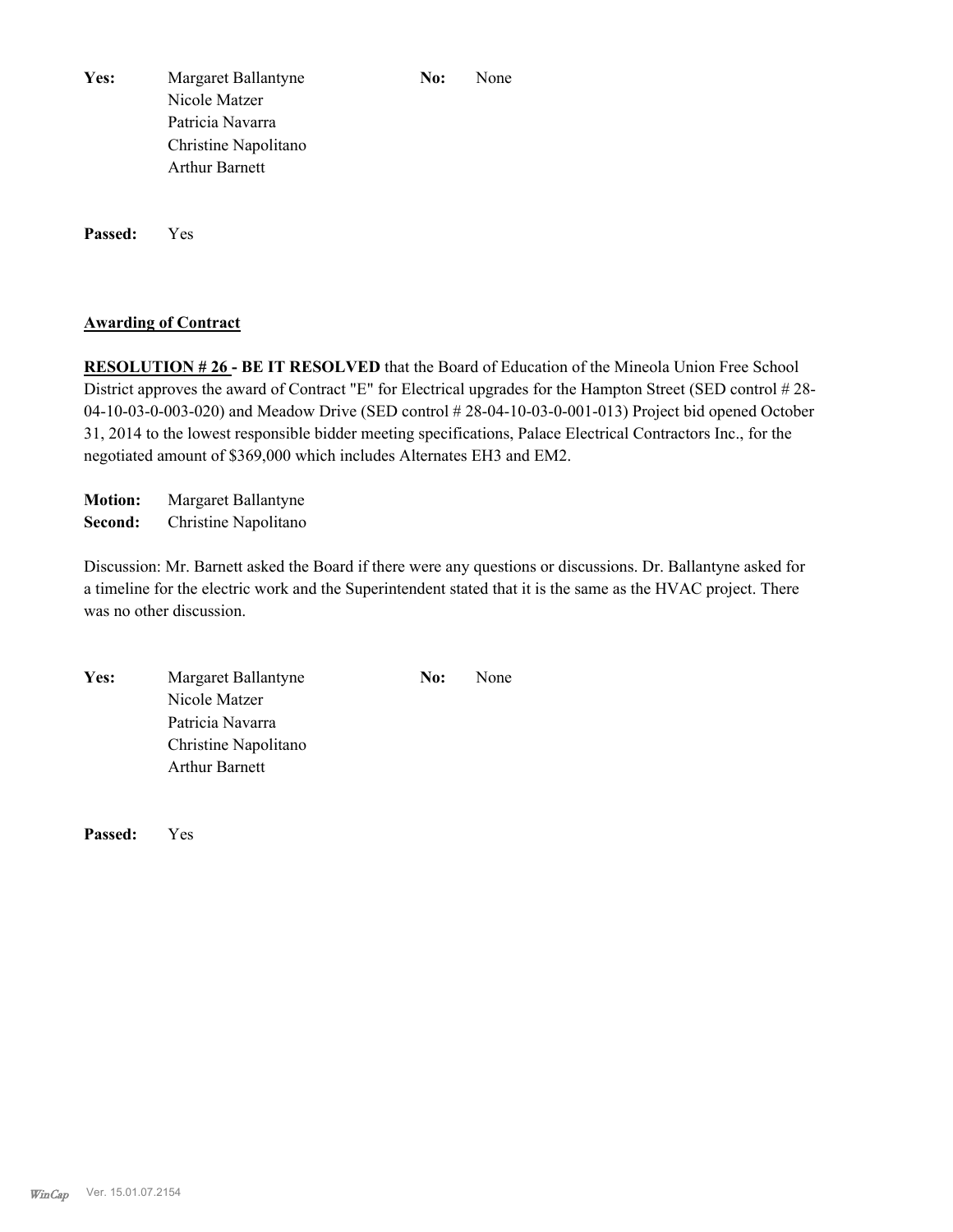**Yes:** Margaret Ballantyne
Nicole Matzer
Patricia Navarra
Christine Napolitano
Arthur Barnett

**No:** None

**Passed:** Yes

**Awarding of Contract**

**RESOLUTION # 26 - BE IT RESOLVED** that the Board of Education of the Mineola Union Free School District approves the award of Contract "E" for Electrical upgrades for the Hampton Street (SED control # 28-04-10-03-0-003-020) and Meadow Drive (SED control # 28-04-10-03-0-001-013) Project bid opened October 31, 2014 to the lowest responsible bidder meeting specifications, Palace Electrical Contractors Inc., for the negotiated amount of $369,000 which includes Alternates EH3 and EM2.

**Motion:** Margaret Ballantyne
**Second:** Christine Napolitano

Discussion: Mr. Barnett asked the Board if there were any questions or discussions. Dr. Ballantyne asked for a timeline for the electric work and the Superintendent stated that it is the same as the HVAC project. There was no other discussion.

**Yes:** Margaret Ballantyne
Nicole Matzer
Patricia Navarra
Christine Napolitano
Arthur Barnett

**No:** None

**Passed:** Yes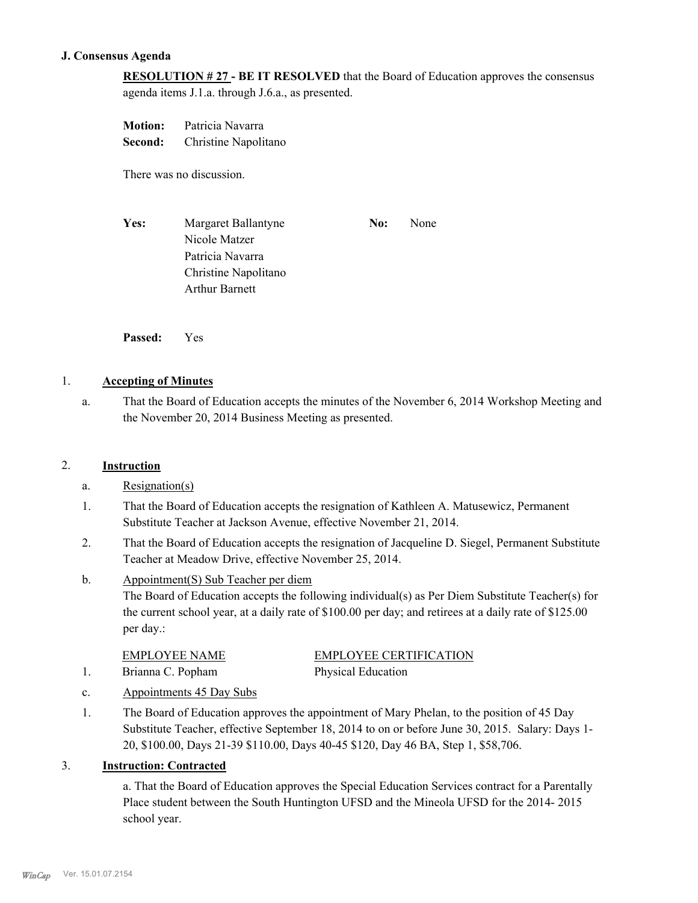### J. Consensus Agenda

**RESOLUTION # 27 - BE IT RESOLVED** that the Board of Education approves the consensus agenda items J.1.a. through J.6.a., as presented.

**Motion:** Patricia Navarra
**Second:** Christine Napolitano

There was no discussion.

| **Yes:** | Margaret Ballantyne | **No:** | None |
|---|---|---|---|
| | Nicole Matzer | | |
| | Patricia Navarra | | |
| | Christine Napolitano | | |
| | Arthur Barnett | | |

**Passed:** Yes

1. **Accepting of Minutes**

   a. That the Board of Education accepts the minutes of the November 6, 2014 Workshop Meeting and the November 20, 2014 Business Meeting as presented.

2. **Instruction**

   a. Resignation(s)

   1. That the Board of Education accepts the resignation of Kathleen A. Matusewicz, Permanent Substitute Teacher at Jackson Avenue, effective November 21, 2014.
   2. That the Board of Education accepts the resignation of Jacqueline D. Siegel, Permanent Substitute Teacher at Meadow Drive, effective November 25, 2014.

   b. Appointment(S) Sub Teacher per diem
   The Board of Education accepts the following individual(s) as Per Diem Substitute Teacher(s) for the current school year, at a daily rate of $100.00 per day; and retirees at a daily rate of $125.00 per day.:

   | | EMPLOYEE NAME | EMPLOYEE CERTIFICATION |
   |---|---|---|
   | 1. | Brianna C. Popham | Physical Education |

   c. Appointments 45 Day Subs

   1. The Board of Education approves the appointment of Mary Phelan, to the position of 45 Day Substitute Teacher, effective September 18, 2014 to on or before June 30, 2015. Salary: Days 1-20, $100.00, Days 21-39 $110.00, Days 40-45 $120, Day 46 BA, Step 1, $58,706.

3. **Instruction: Contracted**

   a. That the Board of Education approves the Special Education Services contract for a Parentally Place student between the South Huntington UFSD and the Mineola UFSD for the 2014- 2015 school year.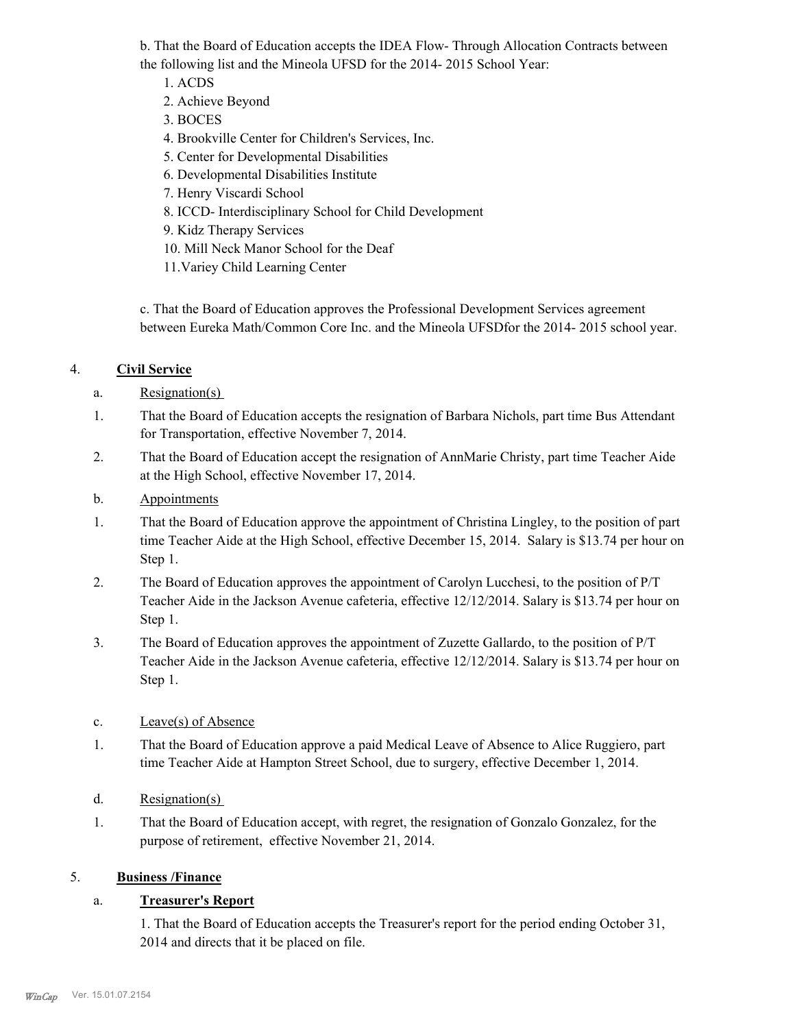b. That the Board of Education accepts the IDEA Flow- Through Allocation Contracts between the following list and the Mineola UFSD for the 2014- 2015 School Year:

1. ACDS
2. Achieve Beyond
3. BOCES
4. Brookville Center for Children's Services, Inc.
5. Center for Developmental Disabilities
6. Developmental Disabilities Institute
7. Henry Viscardi School
8. ICCD- Interdisciplinary School for Child Development
9. Kidz Therapy Services
10. Mill Neck Manor School for the Deaf
11. Variey Child Learning Center

c. That the Board of Education approves the Professional Development Services agreement between Eureka Math/Common Core Inc. and the Mineola UFSDfor the 2014- 2015 school year.

4. **Civil Service**

a. Resignation(s)

1. That the Board of Education accepts the resignation of Barbara Nichols, part time Bus Attendant for Transportation, effective November 7, 2014.
2. That the Board of Education accept the resignation of AnnMarie Christy, part time Teacher Aide at the High School, effective November 17, 2014.

b. Appointments

1. That the Board of Education approve the appointment of Christina Lingley, to the position of part time Teacher Aide at the High School, effective December 15, 2014. Salary is $13.74 per hour on Step 1.
2. The Board of Education approves the appointment of Carolyn Lucchesi, to the position of P/T Teacher Aide in the Jackson Avenue cafeteria, effective 12/12/2014. Salary is $13.74 per hour on Step 1.
3. The Board of Education approves the appointment of Zuzette Gallardo, to the position of P/T Teacher Aide in the Jackson Avenue cafeteria, effective 12/12/2014. Salary is $13.74 per hour on Step 1.

c. Leave(s) of Absence

1. That the Board of Education approve a paid Medical Leave of Absence to Alice Ruggiero, part time Teacher Aide at Hampton Street School, due to surgery, effective December 1, 2014.

d. Resignation(s)

1. That the Board of Education accept, with regret, the resignation of Gonzalo Gonzalez, for the purpose of retirement, effective November 21, 2014.

5. **Business /Finance**

a. **Treasurer's Report**

1. That the Board of Education accepts the Treasurer's report for the period ending October 31, 2014 and directs that it be placed on file.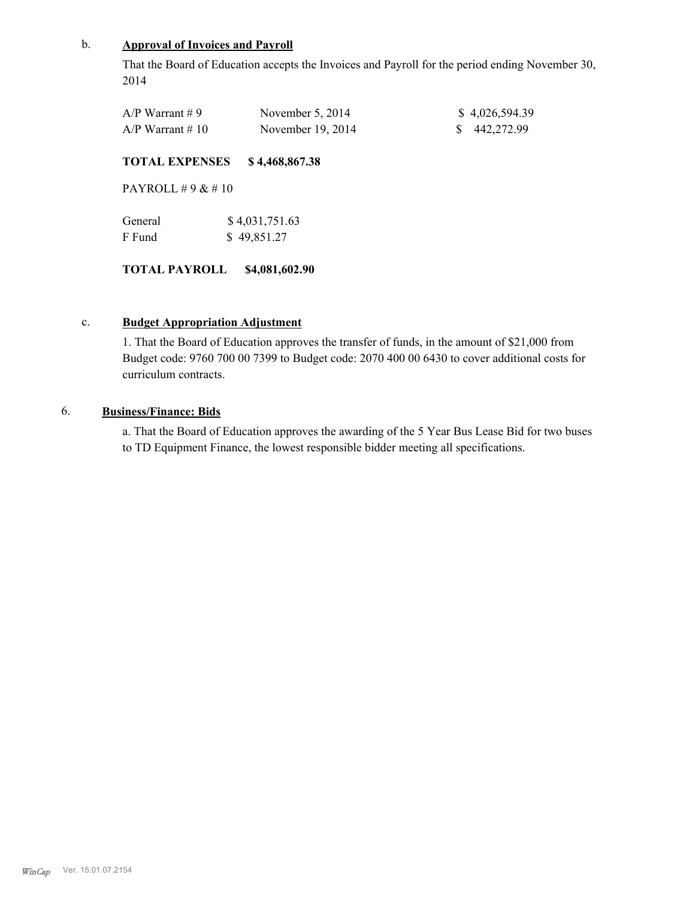b. **Approval of Invoices and Payroll**

That the Board of Education accepts the Invoices and Payroll for the period ending November 30, 2014

| | | |
|---|---|---|
| A/P Warrant # 9 | November 5, 2014 | $ 4,026,594.39 |
| A/P Warrant # 10 | November 19, 2014 | $ 442,272.99 |

**TOTAL EXPENSES $ 4,468,867.38**

PAYROLL # 9 & # 10

| | |
|---|---|
| General | $ 4,031,751.63 |
| F Fund | $ 49,851.27 |

**TOTAL PAYROLL $4,081,602.90**

c. **Budget Appropriation Adjustment**

1. That the Board of Education approves the transfer of funds, in the amount of $21,000 from Budget code: 9760 700 00 7399 to Budget code: 2070 400 00 6430 to cover additional costs for curriculum contracts.

6. **Business/Finance: Bids**

a. That the Board of Education approves the awarding of the 5 Year Bus Lease Bid for two buses to TD Equipment Finance, the lowest responsible bidder meeting all specifications.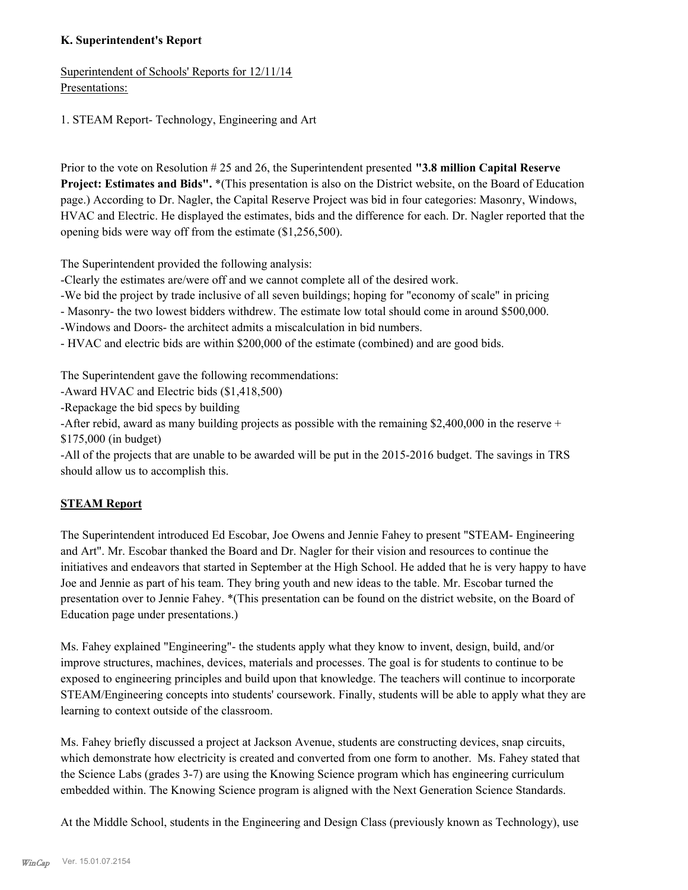**K. Superintendent's Report**

Superintendent of Schools' Reports for 12/11/14
Presentations:

1. STEAM Report- Technology, Engineering and Art

Prior to the vote on Resolution # 25 and 26, the Superintendent presented **"3.8 million Capital Reserve Project: Estimates and Bids".** *(This presentation is also on the District website, on the Board of Education page.) According to Dr. Nagler, the Capital Reserve Project was bid in four categories: Masonry, Windows, HVAC and Electric. He displayed the estimates, bids and the difference for each. Dr. Nagler reported that the opening bids were way off from the estimate ($1,256,500).

The Superintendent provided the following analysis:
-Clearly the estimates are/were off and we cannot complete all of the desired work.
-We bid the project by trade inclusive of all seven buildings; hoping for "economy of scale" in pricing
- Masonry- the two lowest bidders withdrew. The estimate low total should come in around $500,000.
-Windows and Doors- the architect admits a miscalculation in bid numbers.
- HVAC and electric bids are within $200,000 of the estimate (combined) and are good bids.

The Superintendent gave the following recommendations:
-Award HVAC and Electric bids ($1,418,500)
-Repackage the bid specs by building
-After rebid, award as many building projects as possible with the remaining $2,400,000 in the reserve + $175,000 (in budget)
-All of the projects that are unable to be awarded will be put in the 2015-2016 budget. The savings in TRS should allow us to accomplish this.

**STEAM Report**

The Superintendent introduced Ed Escobar, Joe Owens and Jennie Fahey to present "STEAM- Engineering and Art". Mr. Escobar thanked the Board and Dr. Nagler for their vision and resources to continue the initiatives and endeavors that started in September at the High School. He added that he is very happy to have Joe and Jennie as part of his team. They bring youth and new ideas to the table. Mr. Escobar turned the presentation over to Jennie Fahey. *(This presentation can be found on the district website, on the Board of Education page under presentations.)

Ms. Fahey explained "Engineering"- the students apply what they know to invent, design, build, and/or improve structures, machines, devices, materials and processes. The goal is for students to continue to be exposed to engineering principles and build upon that knowledge. The teachers will continue to incorporate STEAM/Engineering concepts into students' coursework. Finally, students will be able to apply what they are learning to context outside of the classroom.

Ms. Fahey briefly discussed a project at Jackson Avenue, students are constructing devices, snap circuits, which demonstrate how electricity is created and converted from one form to another. Ms. Fahey stated that the Science Labs (grades 3-7) are using the Knowing Science program which has engineering curriculum embedded within. The Knowing Science program is aligned with the Next Generation Science Standards.

At the Middle School, students in the Engineering and Design Class (previously known as Technology), use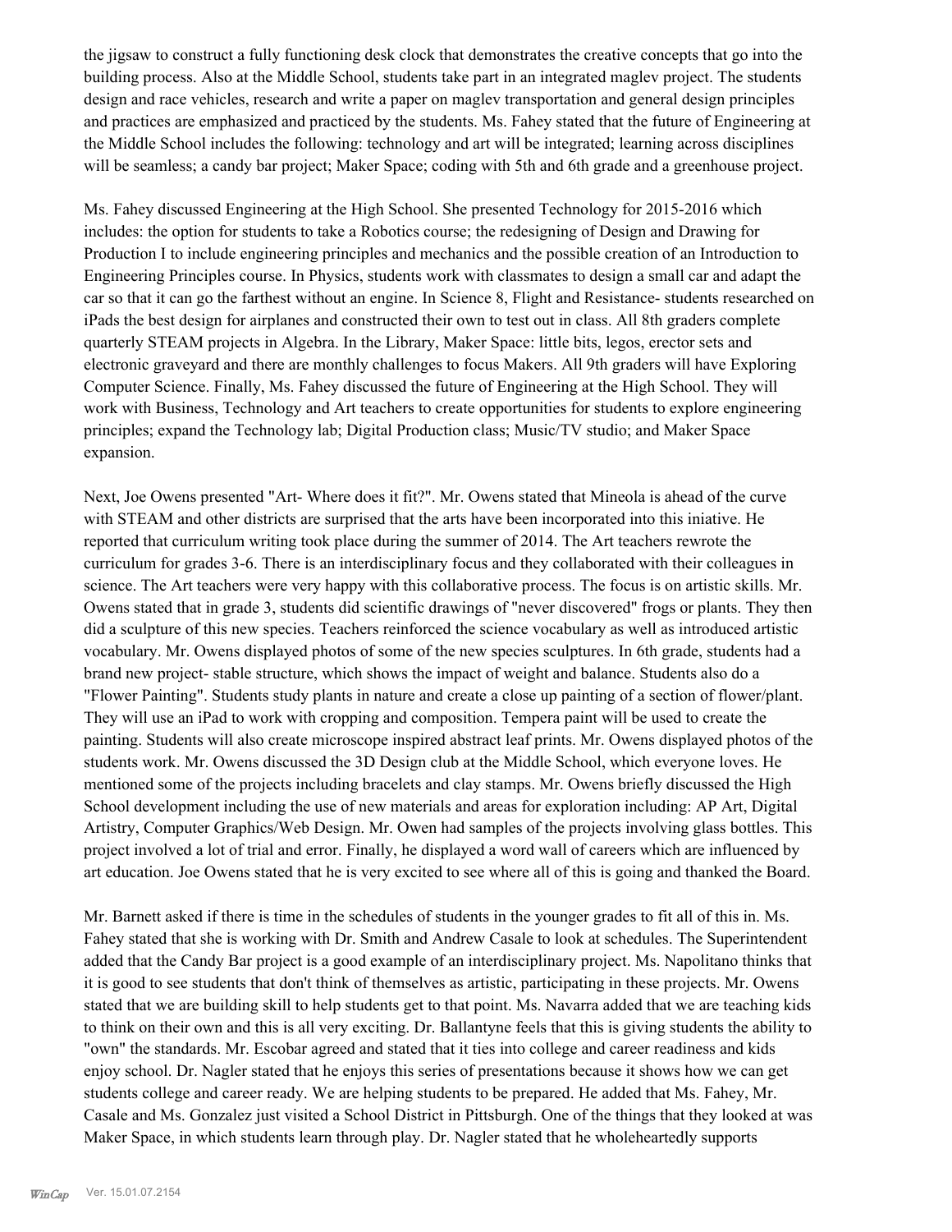the jigsaw to construct a fully functioning desk clock that demonstrates the creative concepts that go into the building process. Also at the Middle School, students take part in an integrated maglev project. The students design and race vehicles, research and write a paper on maglev transportation and general design principles and practices are emphasized and practiced by the students. Ms. Fahey stated that the future of Engineering at the Middle School includes the following: technology and art will be integrated; learning across disciplines will be seamless; a candy bar project; Maker Space; coding with 5th and 6th grade and a greenhouse project.

Ms. Fahey discussed Engineering at the High School. She presented Technology for 2015-2016 which includes: the option for students to take a Robotics course; the redesigning of Design and Drawing for Production I to include engineering principles and mechanics and the possible creation of an Introduction to Engineering Principles course. In Physics, students work with classmates to design a small car and adapt the car so that it can go the farthest without an engine. In Science 8, Flight and Resistance- students researched on iPads the best design for airplanes and constructed their own to test out in class. All 8th graders complete quarterly STEAM projects in Algebra. In the Library, Maker Space: little bits, legos, erector sets and electronic graveyard and there are monthly challenges to focus Makers. All 9th graders will have Exploring Computer Science. Finally, Ms. Fahey discussed the future of Engineering at the High School. They will work with Business, Technology and Art teachers to create opportunities for students to explore engineering principles; expand the Technology lab; Digital Production class; Music/TV studio; and Maker Space expansion.

Next, Joe Owens presented "Art- Where does it fit?". Mr. Owens stated that Mineola is ahead of the curve with STEAM and other districts are surprised that the arts have been incorporated into this iniative. He reported that curriculum writing took place during the summer of 2014. The Art teachers rewrote the curriculum for grades 3-6. There is an interdisciplinary focus and they collaborated with their colleagues in science. The Art teachers were very happy with this collaborative process. The focus is on artistic skills. Mr. Owens stated that in grade 3, students did scientific drawings of "never discovered" frogs or plants. They then did a sculpture of this new species. Teachers reinforced the science vocabulary as well as introduced artistic vocabulary. Mr. Owens displayed photos of some of the new species sculptures. In 6th grade, students had a brand new project- stable structure, which shows the impact of weight and balance. Students also do a "Flower Painting". Students study plants in nature and create a close up painting of a section of flower/plant. They will use an iPad to work with cropping and composition. Tempera paint will be used to create the painting. Students will also create microscope inspired abstract leaf prints. Mr. Owens displayed photos of the students work. Mr. Owens discussed the 3D Design club at the Middle School, which everyone loves. He mentioned some of the projects including bracelets and clay stamps. Mr. Owens briefly discussed the High School development including the use of new materials and areas for exploration including: AP Art, Digital Artistry, Computer Graphics/Web Design. Mr. Owen had samples of the projects involving glass bottles. This project involved a lot of trial and error. Finally, he displayed a word wall of careers which are influenced by art education. Joe Owens stated that he is very excited to see where all of this is going and thanked the Board.

Mr. Barnett asked if there is time in the schedules of students in the younger grades to fit all of this in. Ms. Fahey stated that she is working with Dr. Smith and Andrew Casale to look at schedules. The Superintendent added that the Candy Bar project is a good example of an interdisciplinary project. Ms. Napolitano thinks that it is good to see students that don't think of themselves as artistic, participating in these projects. Mr. Owens stated that we are building skill to help students get to that point. Ms. Navarra added that we are teaching kids to think on their own and this is all very exciting. Dr. Ballantyne feels that this is giving students the ability to "own" the standards. Mr. Escobar agreed and stated that it ties into college and career readiness and kids enjoy school. Dr. Nagler stated that he enjoys this series of presentations because it shows how we can get students college and career ready. We are helping students to be prepared. He added that Ms. Fahey, Mr. Casale and Ms. Gonzalez just visited a School District in Pittsburgh. One of the things that they looked at was Maker Space, in which students learn through play. Dr. Nagler stated that he wholeheartedly supports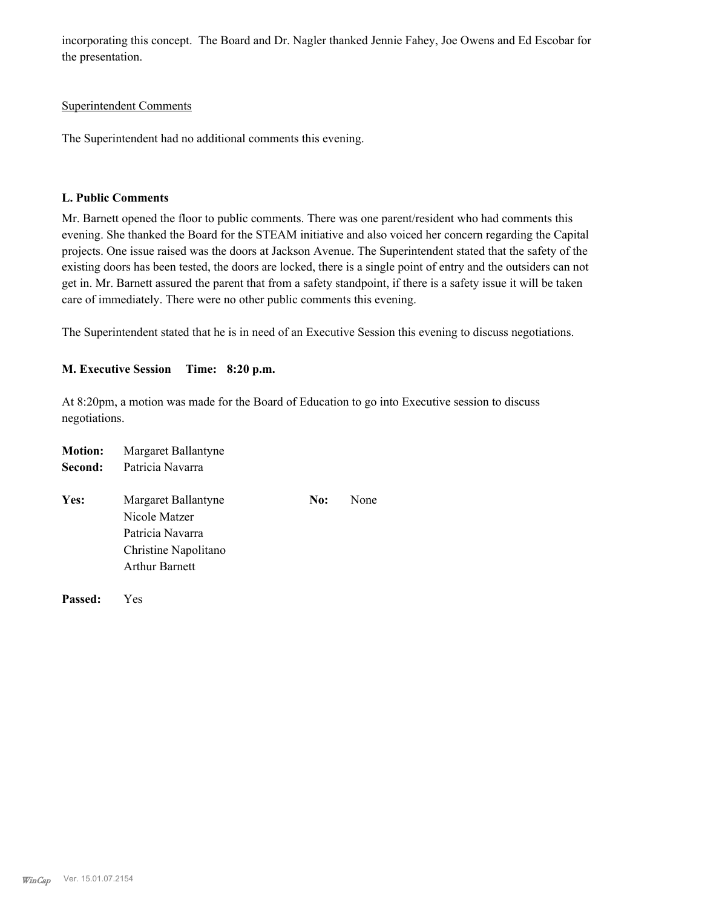incorporating this concept. The Board and Dr. Nagler thanked Jennie Fahey, Joe Owens and Ed Escobar for the presentation.

Superintendent Comments

The Superintendent had no additional comments this evening.

**L. Public Comments**

Mr. Barnett opened the floor to public comments. There was one parent/resident who had comments this evening. She thanked the Board for the STEAM initiative and also voiced her concern regarding the Capital projects. One issue raised was the doors at Jackson Avenue. The Superintendent stated that the safety of the existing doors has been tested, the doors are locked, there is a single point of entry and the outsiders can not get in. Mr. Barnett assured the parent that from a safety standpoint, if there is a safety issue it will be taken care of immediately. There were no other public comments this evening.

The Superintendent stated that he is in need of an Executive Session this evening to discuss negotiations.

**M. Executive Session Time: 8:20 p.m.**

At 8:20pm, a motion was made for the Board of Education to go into Executive session to discuss negotiations.

**Motion:** Margaret Ballantyne
**Second:** Patricia Navarra

**Yes:** Margaret Ballantyne
Nicole Matzer
Patricia Navarra
Christine Napolitano
Arthur Barnett

**No:** None

**Passed:** Yes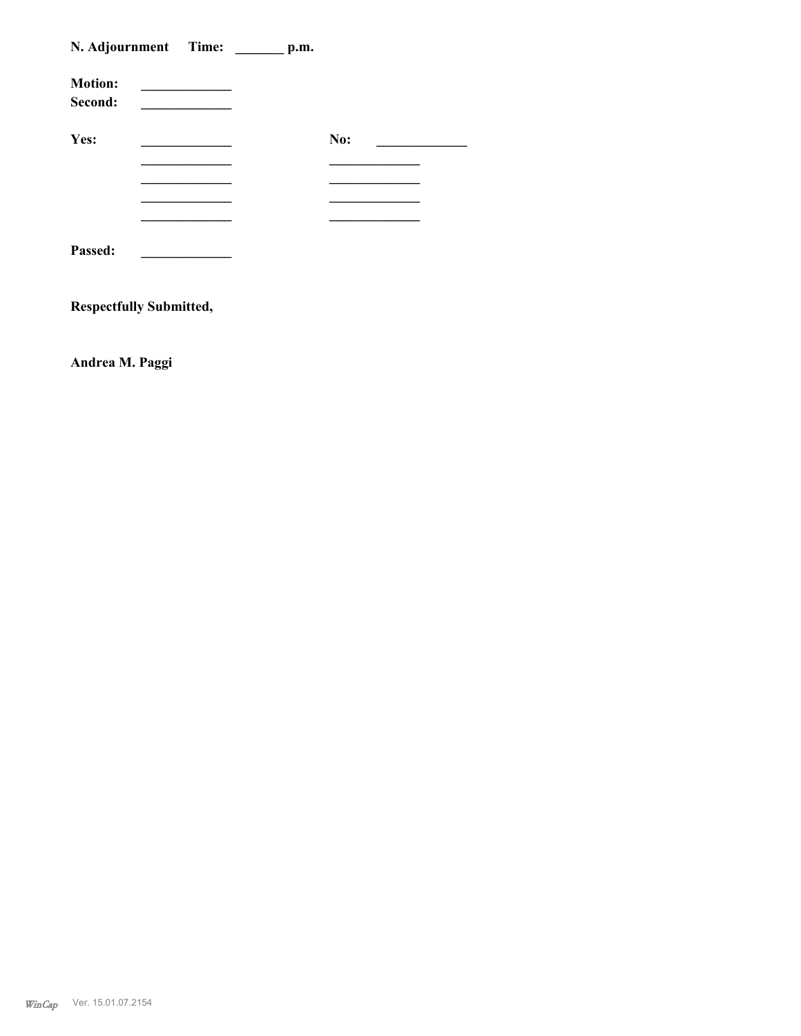**N. Adjournment Time: _______ p.m.**

**Motion:** _____________
**Second:** _____________

**Yes:** _____________ **No:** _____________
_____________ _____________
_____________ _____________
_____________ _____________
_____________ _____________

**Passed:** _____________

**Respectfully Submitted,**

**Andrea M. Paggi**

*WinCap* Ver. 15.01.07.2154